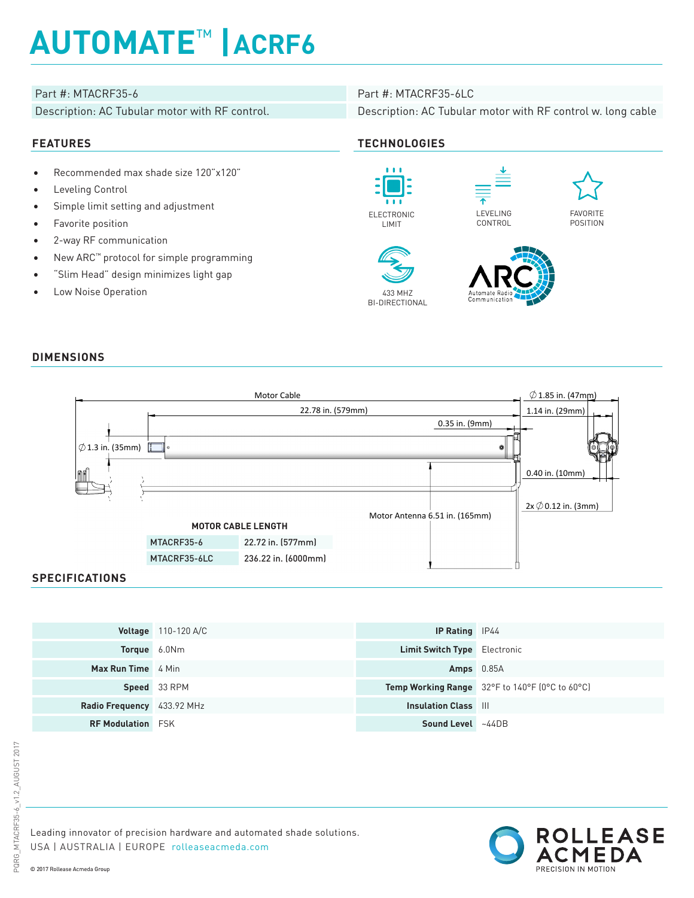# AUTOMATE™ | ACRF6

| Part #: MTACRF35-6 | Part #: MTACRF35-6LC |
|---|---|
| Description: AC Tubular motor with RF control. | Description: AC Tubular motor with RF control w. long cable |

## FEATURES

- Recommended max shade size 120"x120"
- Leveling Control
- Simple limit setting and adjustment
- Favorite position
- 2-way RF communication
- New ARC™ protocol for simple programming
- "Slim Head" design minimizes light gap
- Low Noise Operation

## TECHNOLOGIES

ELECTRONIC LIMIT

LEVELING CONTROL

FAVORITE POSITION

433 MHZ BI-DIRECTIONAL

ARC Automate Radio Communication

## DIMENSIONS

Motor Cable

22.78 in. (579mm)

0.35 in. (9mm)

∅1.85 in. (47mm)

1.14 in. (29mm)

∅1.3 in. (35mm)

0.40 in. (10mm)

2x ∅0.12 in. (3mm)

Motor Antenna 6.51 in. (165mm)

**MOTOR CABLE LENGTH**

| | |
|---|---|
| MTACRF35-6 | 22.72 in. (577mm) |
| MTACRF35-6LC | 236.22 in. (6000mm) |

## SPECIFICATIONS

| | | | |
|---|---|---|---|
| **Voltage** | 110-120 A/C | **IP Rating** | IP44 |
| **Torque** | 6.0Nm | **Limit Switch Type** | Electronic |
| **Max Run Time** | 4 Min | **Amps** | 0.85A |
| **Speed** | 33 RPM | **Temp Working Range** | 32°F to 140°F (0°C to 60°C) |
| **Radio Frequency** | 433.92 MHz | **Insulation Class** | III |
| **RF Modulation** | FSK | **Sound Level** | ~44DB |

Leading innovator of precision hardware and automated shade solutions.
USA | AUSTRALIA | EUROPE rolleaseacmeda.com

© 2017 Rollease Acmeda Group

ROLLEASE ACMEDA PRECISION IN MOTION

PQRG_MTACRF35-6_v1.2_AUGUST 2017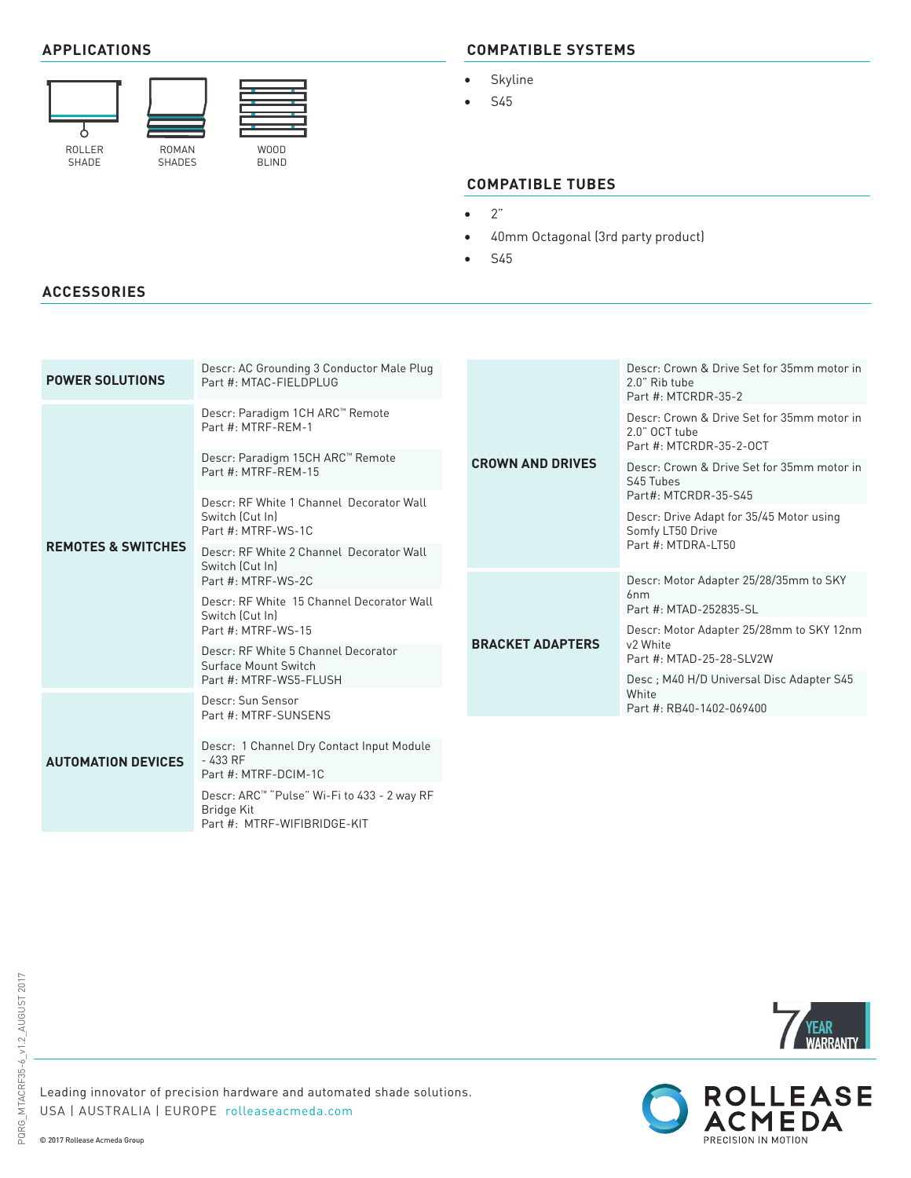## APPLICATIONS

ROLLER SHADE

ROMAN SHADES

WOOD BLIND

## COMPATIBLE SYSTEMS

- Skyline
- S45

## COMPATIBLE TUBES

- 2"
- 40mm Octagonal (3rd party product)
- S45

## ACCESSORIES

| | |
|---|---|
| **POWER SOLUTIONS** | Descr: AC Grounding 3 Conductor Male Plug<br>Part #: MTAC-FIELDPLUG |
| **REMOTES & SWITCHES** | Descr: Paradigm 1CH ARC™ Remote<br>Part #: MTRF-REM-1 |
| | Descr: Paradigm 15CH ARC™ Remote<br>Part #: MTRF-REM-15 |
| | Descr: RF White 1 Channel Decorator Wall Switch (Cut In)<br>Part #: MTRF-WS-1C |
| | Descr: RF White 2 Channel Decorator Wall Switch (Cut In)<br>Part #: MTRF-WS-2C |
| | Descr: RF White 15 Channel Decorator Wall Switch (Cut In)<br>Part #: MTRF-WS-15 |
| | Descr: RF White 5 Channel Decorator Surface Mount Switch<br>Part #: MTRF-WS5-FLUSH |
| **AUTOMATION DEVICES** | Descr: Sun Sensor<br>Part #: MTRF-SUNSENS |
| | Descr: 1 Channel Dry Contact Input Module - 433 RF<br>Part #: MTRF-DCIM-1C |
| | Descr: ARC™ "Pulse" Wi-Fi to 433 - 2 way RF Bridge Kit<br>Part #: MTRF-WIFIBRIDGE-KIT |

| | |
|---|---|
| **CROWN AND DRIVES** | Descr: Crown & Drive Set for 35mm motor in 2.0" Rib tube<br>Part #: MTCRDR-35-2 |
| | Descr: Crown & Drive Set for 35mm motor in 2.0" OCT tube<br>Part #: MTCRDR-35-2-OCT |
| | Descr: Crown & Drive Set for 35mm motor in S45 Tubes<br>Part#: MTCRDR-35-S45 |
| | Descr: Drive Adapt for 35/45 Motor using Somfy LT50 Drive<br>Part #: MTDRA-LT50 |
| **BRACKET ADAPTERS** | Descr: Motor Adapter 25/28/35mm to SKY 6nm<br>Part #: MTAD-252835-SL |
| | Descr: Motor Adapter 25/28mm to SKY 12nm v2 White<br>Part #: MTAD-25-28-SLV2W |
| | Desc ; M40 H/D Universal Disc Adapter S45 White<br>Part #: RB40-1402-069400 |

7 YEAR WARRANTY

Leading innovator of precision hardware and automated shade solutions.
USA | AUSTRALIA | EUROPE rolleaseacmeda.com

ROLLEASE ACMEDA
PRECISION IN MOTION

© 2017 Rollease Acmeda Group

PQRG_MTACRF35-6_v1.2_AUGUST 2017